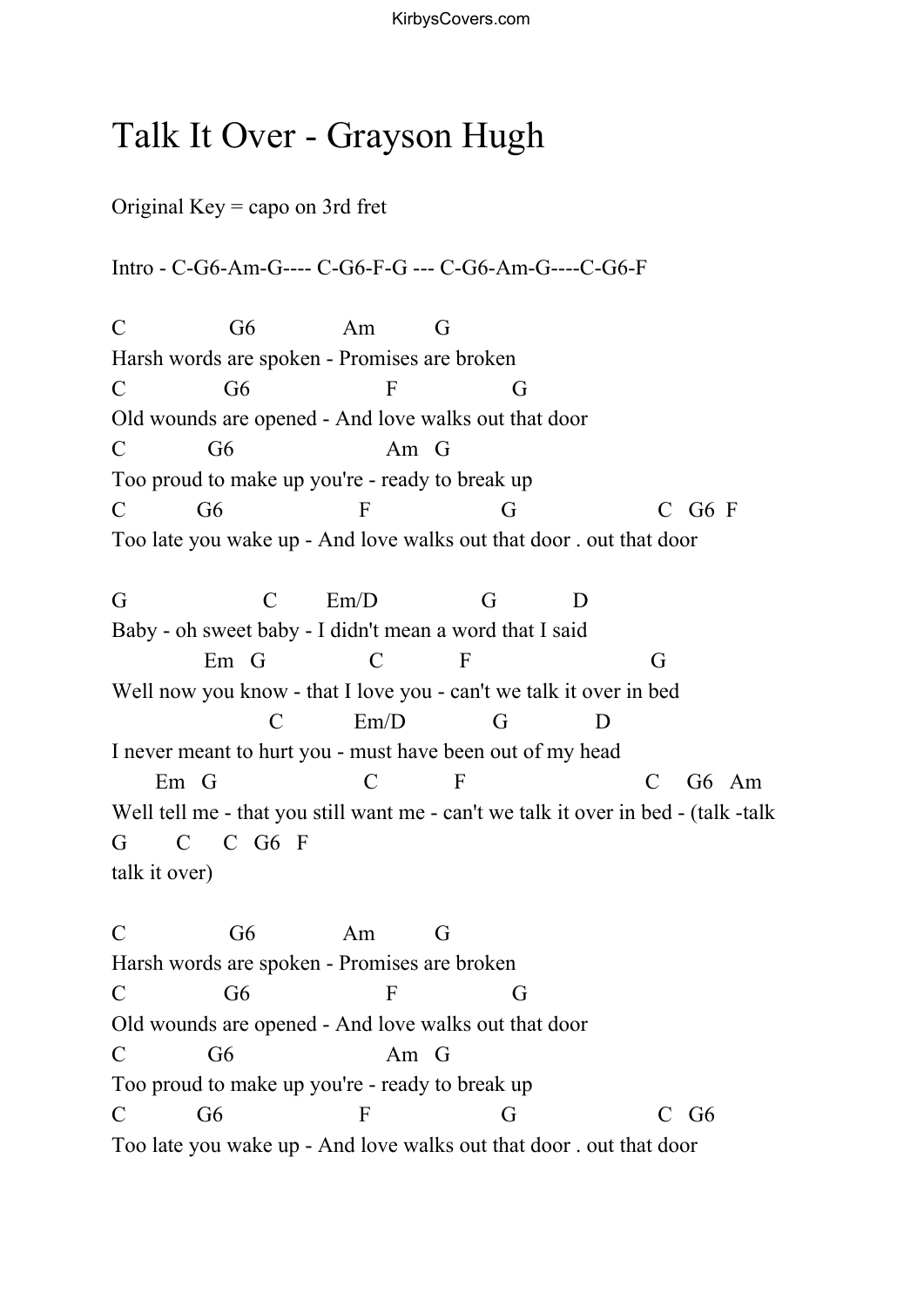# Talk It Over - Grayson Hugh

Original Key = capo on 3rd fret

Intro - C-G6-Am-G---- C-G6-F-G --- C-G6-Am-G----C-G6-F

```
C                 G6               Am          G
Harsh words are spoken - Promises are broken
C                G6                     F                  G
Old wounds are opened - And love walks out that door
C              G6                          Am   G
Too proud to make up you're - ready to break up
C            G6                   F                    G                       C   G6  F
Too late you wake up - And love walks out that door . out that door

G                         C         Em/D                 G             D
Baby - oh sweet baby - I didn't mean a word that I said
                Em   G                  C             F                            G
Well now you know - that I love you - can't we talk it over in bed
                          C            Em/D               G               D
I never meant to hurt you - must have been out of my head
       Em   G                         C             F                          C     G6   Am
Well tell me - that you still want me - can't we talk it over in bed - (talk -talk
G        C     C   G6   F
talk it over)

C                 G6               Am          G
Harsh words are spoken - Promises are broken
C                G6                     F                  G
Old wounds are opened - And love walks out that door
C              G6                          Am   G
Too proud to make up you're - ready to break up
C            G6                   F                    G                       C   G6
Too late you wake up - And love walks out that door . out that door
```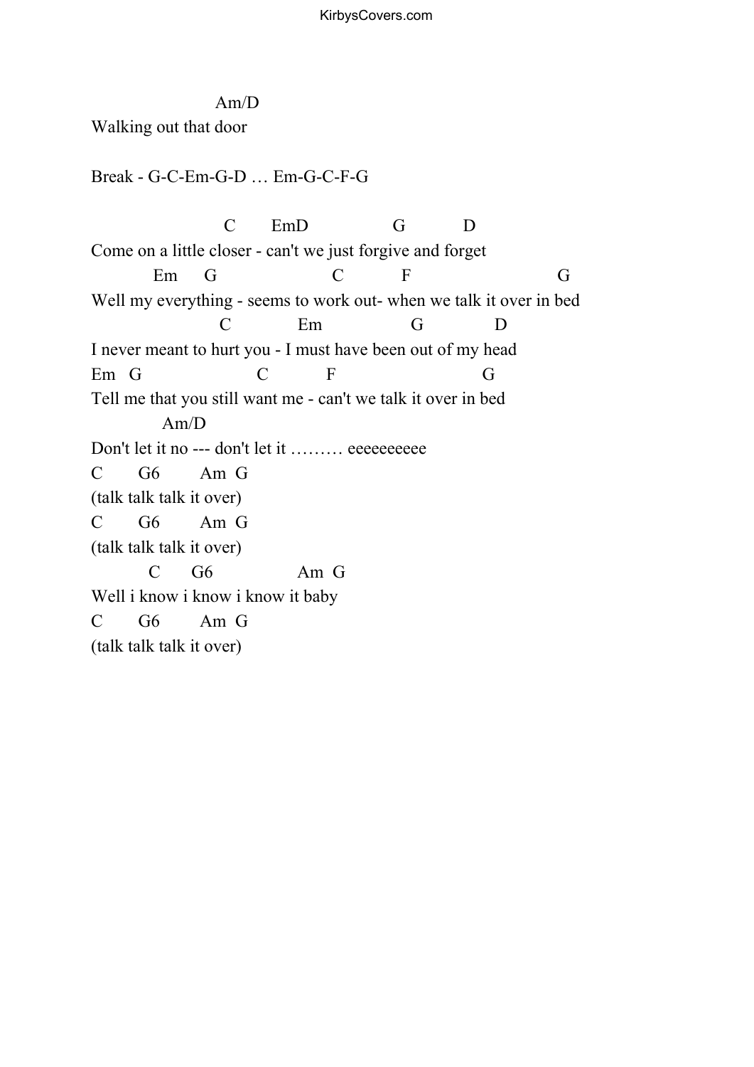```
                     Am/D
Walking out that door

Break - G-C-Em-G-D … Em-G-C-F-G

                       C        EmD                G            D
Come on a little closer - can't we just forgive and forget
           Em      G                     C            F                          G
Well my everything - seems to work out- when we talk it over in bed
                      C              Em                 G              D
I never meant to hurt you - I must have been out of my head
Em   G                      C            F                           G
Tell me that you still want me - can't we talk it over in bed
            Am/D
Don't let it no --- don't let it ……… eeeeeeeeee
C       G6        Am  G
(talk talk talk it over)
C       G6        Am  G
(talk talk talk it over)
          C      G6                 Am  G
Well i know i know i know it baby
C       G6        Am  G
(talk talk talk it over)
```